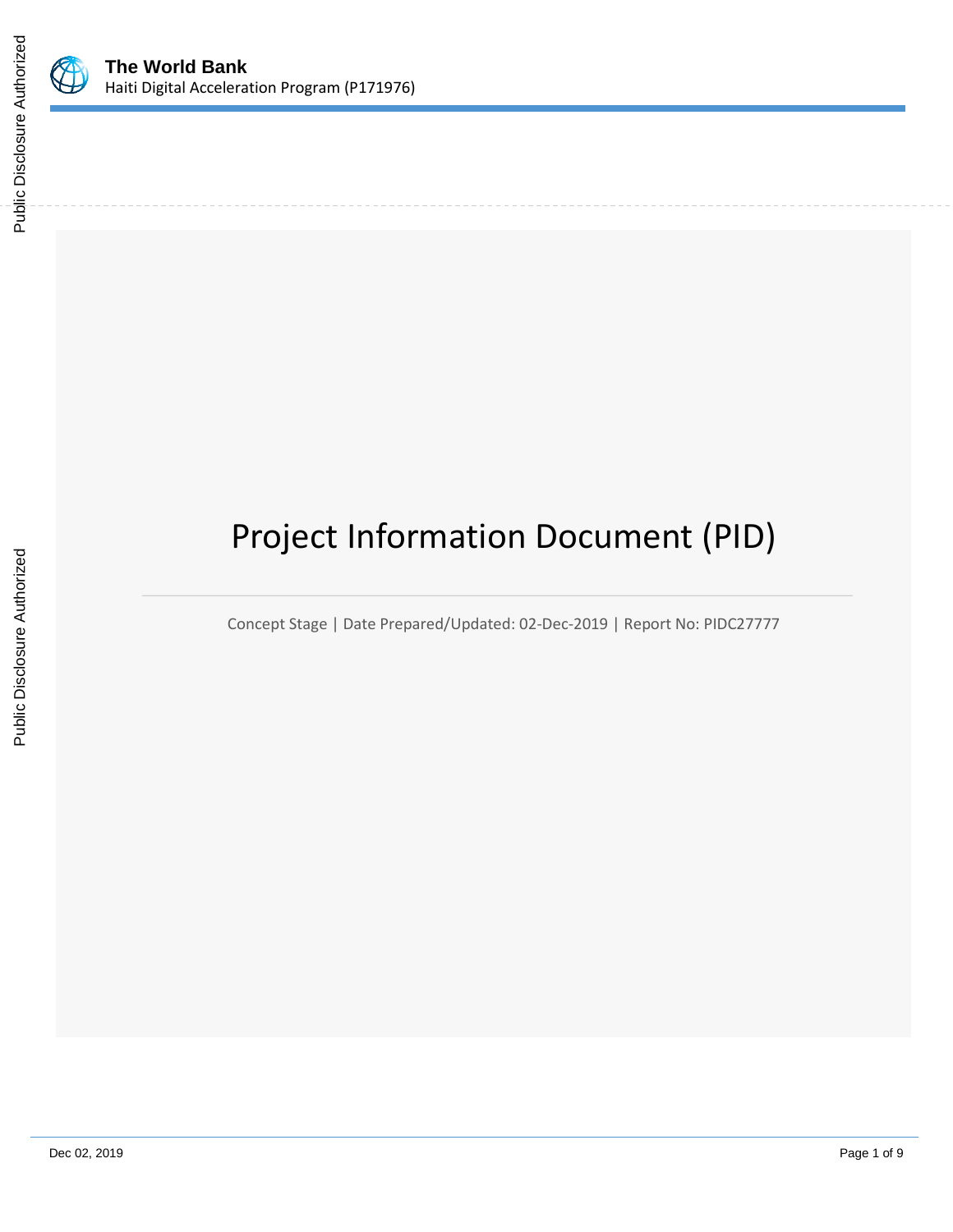**The World Bank**

Haiti Digital Acceleration Program (P171976)

# Project Information Document (PID)

Concept Stage | Date Prepared/Updated: 02-Dec-2019 | Report No: PIDC27777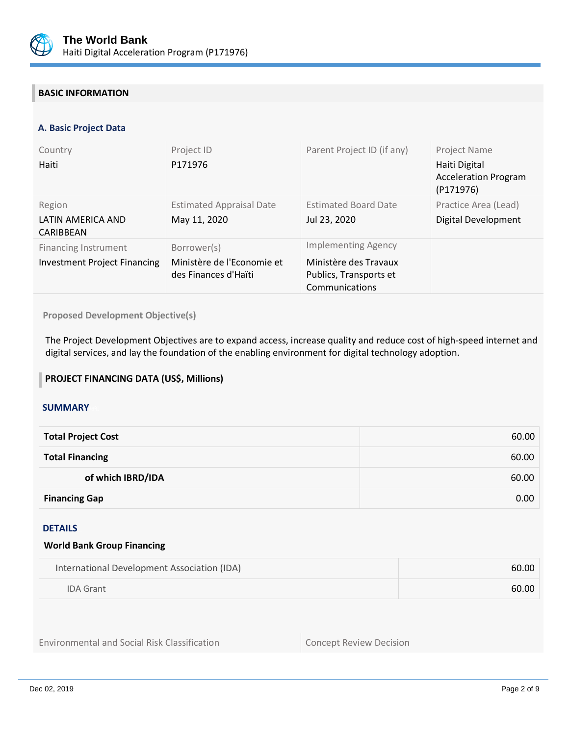## BASIC INFORMATION

### A. Basic Project Data

| Country | Project ID | Parent Project ID (if any) | Project Name |
|---|---|---|---|
| Haiti | P171976 | | Haiti Digital Acceleration Program (P171976) |
| **Region** | **Estimated Appraisal Date** | **Estimated Board Date** | **Practice Area (Lead)** |
| LATIN AMERICA AND CARIBBEAN | May 11, 2020 | Jul 23, 2020 | Digital Development |
| **Financing Instrument** | **Borrower(s)** | **Implementing Agency** | |
| Investment Project Financing | Ministère de l'Economie et des Finances d'Haïti | Ministère des Travaux Publics, Transports et Communications | |

**Proposed Development Objective(s)**

The Project Development Objectives are to expand access, increase quality and reduce cost of high-speed internet and digital services, and lay the foundation of the enabling environment for digital technology adoption.

## PROJECT FINANCING DATA (US$, Millions)

### SUMMARY

| | |
|---|---|
| **Total Project Cost** | 60.00 |
| **Total Financing** | 60.00 |
| **of which IBRD/IDA** | 60.00 |
| **Financing Gap** | 0.00 |

### DETAILS

**World Bank Group Financing**

| | |
|---|---|
| International Development Association (IDA) | 60.00 |
| IDA Grant | 60.00 |

| Environmental and Social Risk Classification | Concept Review Decision |
|---|---|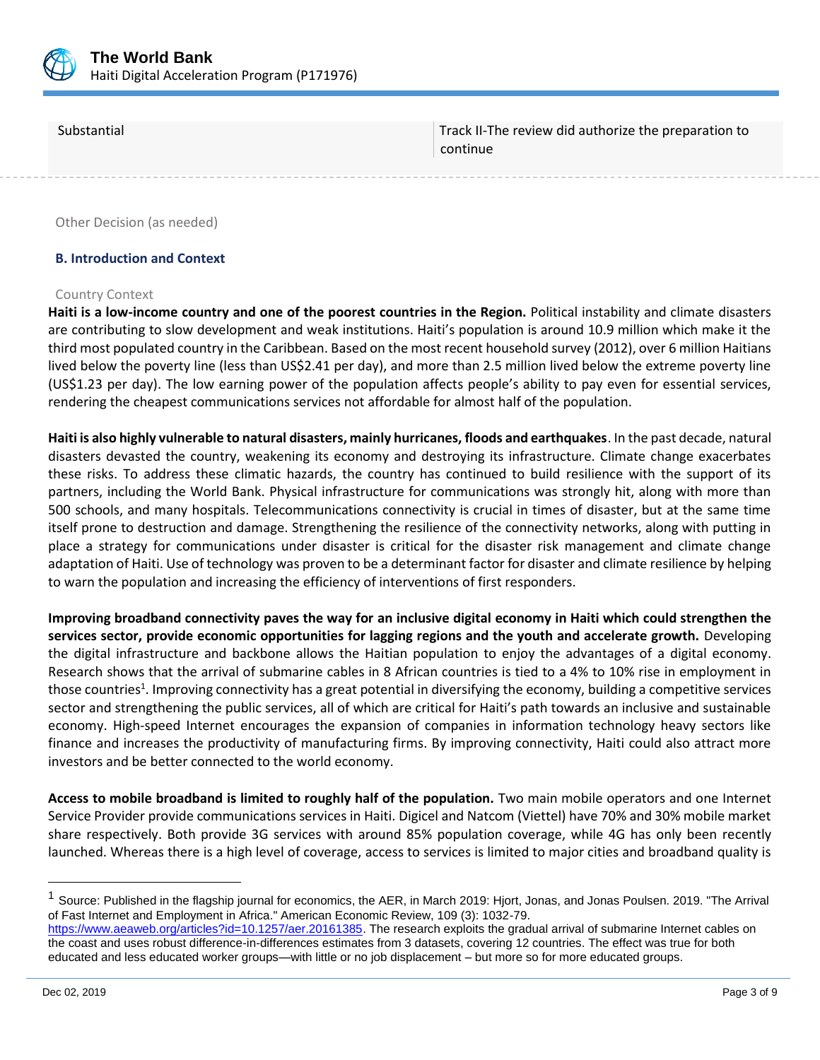| Substantial | Track II-The review did authorize the preparation to continue |
|---|---|

Other Decision (as needed)

### B. Introduction and Context

Country Context

**Haiti is a low-income country and one of the poorest countries in the Region.** Political instability and climate disasters are contributing to slow development and weak institutions. Haiti's population is around 10.9 million which make it the third most populated country in the Caribbean. Based on the most recent household survey (2012), over 6 million Haitians lived below the poverty line (less than US$2.41 per day), and more than 2.5 million lived below the extreme poverty line (US$1.23 per day). The low earning power of the population affects people's ability to pay even for essential services, rendering the cheapest communications services not affordable for almost half of the population.

**Haiti is also highly vulnerable to natural disasters, mainly hurricanes, floods and earthquakes**. In the past decade, natural disasters devasted the country, weakening its economy and destroying its infrastructure. Climate change exacerbates these risks. To address these climatic hazards, the country has continued to build resilience with the support of its partners, including the World Bank. Physical infrastructure for communications was strongly hit, along with more than 500 schools, and many hospitals. Telecommunications connectivity is crucial in times of disaster, but at the same time itself prone to destruction and damage. Strengthening the resilience of the connectivity networks, along with putting in place a strategy for communications under disaster is critical for the disaster risk management and climate change adaptation of Haiti. Use of technology was proven to be a determinant factor for disaster and climate resilience by helping to warn the population and increasing the efficiency of interventions of first responders.

**Improving broadband connectivity paves the way for an inclusive digital economy in Haiti which could strengthen the services sector, provide economic opportunities for lagging regions and the youth and accelerate growth.** Developing the digital infrastructure and backbone allows the Haitian population to enjoy the advantages of a digital economy. Research shows that the arrival of submarine cables in 8 African countries is tied to a 4% to 10% rise in employment in those countries[1]. Improving connectivity has a great potential in diversifying the economy, building a competitive services sector and strengthening the public services, all of which are critical for Haiti's path towards an inclusive and sustainable economy. High-speed Internet encourages the expansion of companies in information technology heavy sectors like finance and increases the productivity of manufacturing firms. By improving connectivity, Haiti could also attract more investors and be better connected to the world economy.

**Access to mobile broadband is limited to roughly half of the population.** Two main mobile operators and one Internet Service Provider provide communications services in Haiti. Digicel and Natcom (Viettel) have 70% and 30% mobile market share respectively. Both provide 3G services with around 85% population coverage, while 4G has only been recently launched. Whereas there is a high level of coverage, access to services is limited to major cities and broadband quality is

---

[1] Source: Published in the flagship journal for economics, the AER, in March 2019: Hjort, Jonas, and Jonas Poulsen. 2019. "The Arrival of Fast Internet and Employment in Africa." American Economic Review, 109 (3): 1032-79. https://www.aeaweb.org/articles?id=10.1257/aer.20161385. The research exploits the gradual arrival of submarine Internet cables on the coast and uses robust difference-in-differences estimates from 3 datasets, covering 12 countries. The effect was true for both educated and less educated worker groups—with little or no job displacement – but more so for more educated groups.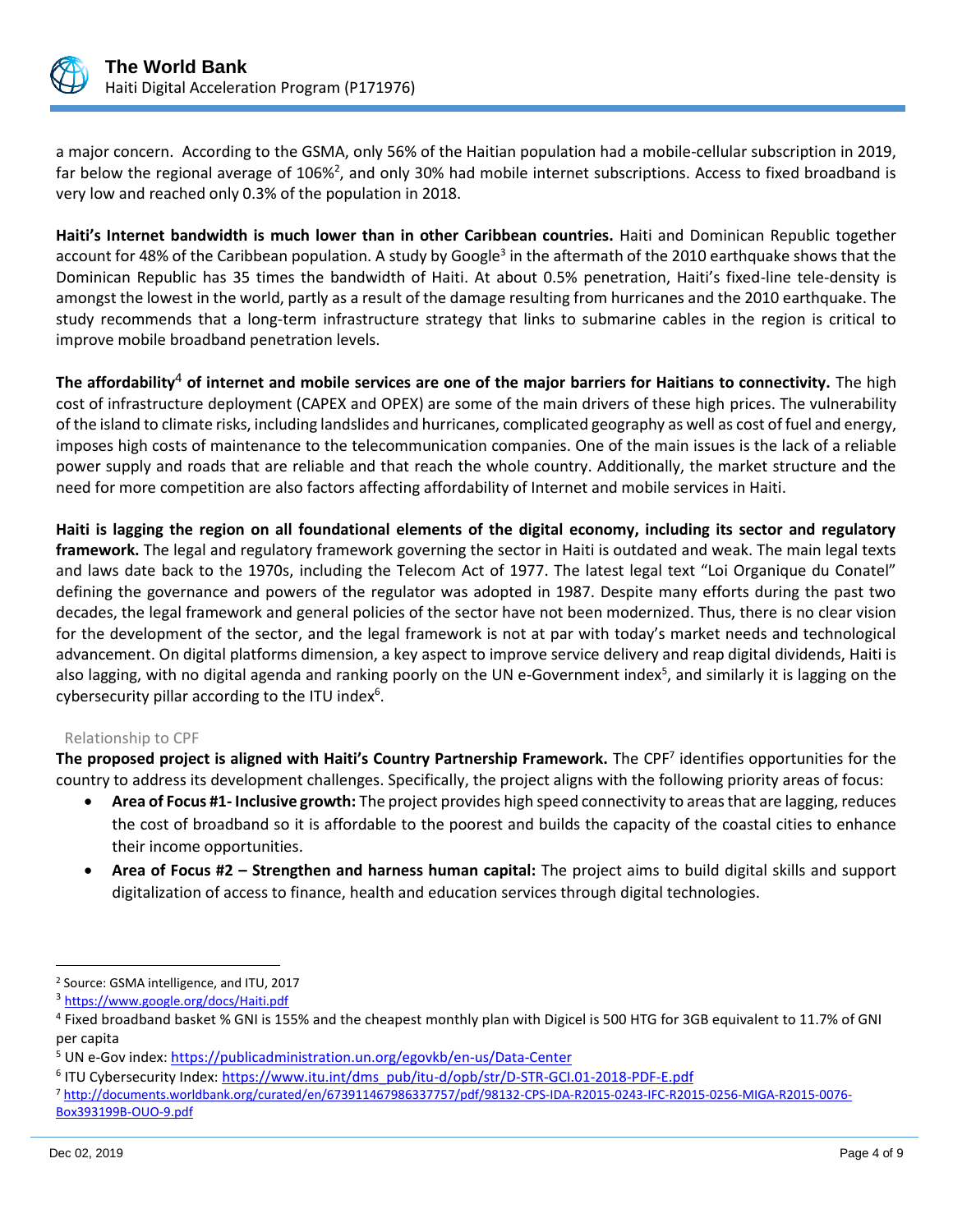a major concern. According to the GSMA, only 56% of the Haitian population had a mobile-cellular subscription in 2019, far below the regional average of 106%[2], and only 30% had mobile internet subscriptions. Access to fixed broadband is very low and reached only 0.3% of the population in 2018.

**Haiti's Internet bandwidth is much lower than in other Caribbean countries.** Haiti and Dominican Republic together account for 48% of the Caribbean population. A study by Google[3] in the aftermath of the 2010 earthquake shows that the Dominican Republic has 35 times the bandwidth of Haiti. At about 0.5% penetration, Haiti's fixed-line tele-density is amongst the lowest in the world, partly as a result of the damage resulting from hurricanes and the 2010 earthquake. The study recommends that a long-term infrastructure strategy that links to submarine cables in the region is critical to improve mobile broadband penetration levels.

**The affordability[4] of internet and mobile services are one of the major barriers for Haitians to connectivity.** The high cost of infrastructure deployment (CAPEX and OPEX) are some of the main drivers of these high prices. The vulnerability of the island to climate risks, including landslides and hurricanes, complicated geography as well as cost of fuel and energy, imposes high costs of maintenance to the telecommunication companies. One of the main issues is the lack of a reliable power supply and roads that are reliable and that reach the whole country. Additionally, the market structure and the need for more competition are also factors affecting affordability of Internet and mobile services in Haiti.

**Haiti is lagging the region on all foundational elements of the digital economy, including its sector and regulatory framework.** The legal and regulatory framework governing the sector in Haiti is outdated and weak. The main legal texts and laws date back to the 1970s, including the Telecom Act of 1977. The latest legal text "Loi Organique du Conatel" defining the governance and powers of the regulator was adopted in 1987. Despite many efforts during the past two decades, the legal framework and general policies of the sector have not been modernized. Thus, there is no clear vision for the development of the sector, and the legal framework is not at par with today's market needs and technological advancement. On digital platforms dimension, a key aspect to improve service delivery and reap digital dividends, Haiti is also lagging, with no digital agenda and ranking poorly on the UN e-Government index[5], and similarly it is lagging on the cybersecurity pillar according to the ITU index[6].

### Relationship to CPF

**The proposed project is aligned with Haiti's Country Partnership Framework.** The CPF[7] identifies opportunities for the country to address its development challenges. Specifically, the project aligns with the following priority areas of focus:

- **Area of Focus #1- Inclusive growth:** The project provides high speed connectivity to areas that are lagging, reduces the cost of broadband so it is affordable to the poorest and builds the capacity of the coastal cities to enhance their income opportunities.
- **Area of Focus #2 – Strengthen and harness human capital:** The project aims to build digital skills and support digitalization of access to finance, health and education services through digital technologies.

---

[2] Source: GSMA intelligence, and ITU, 2017

[3] https://www.google.org/docs/Haiti.pdf

[4] Fixed broadband basket % GNI is 155% and the cheapest monthly plan with Digicel is 500 HTG for 3GB equivalent to 11.7% of GNI per capita

[5] UN e-Gov index: https://publicadministration.un.org/egovkb/en-us/Data-Center

[6] ITU Cybersecurity Index: https://www.itu.int/dms_pub/itu-d/opb/str/D-STR-GCI.01-2018-PDF-E.pdf

[7] http://documents.worldbank.org/curated/en/673911467986337757/pdf/98132-CPS-IDA-R2015-0243-IFC-R2015-0256-MIGA-R2015-0076-Box393199B-OUO-9.pdf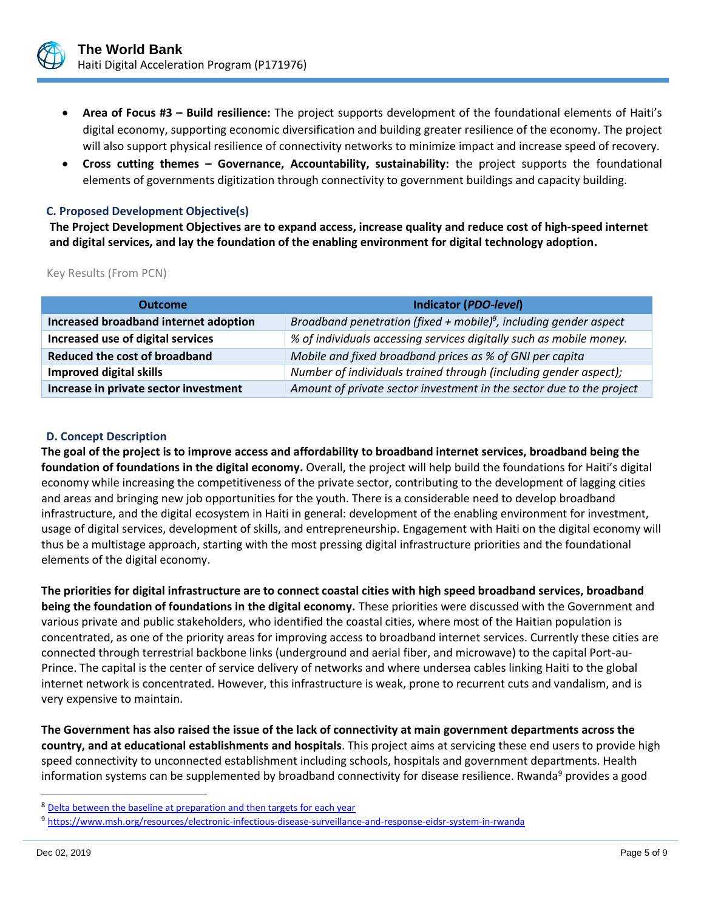- **Area of Focus #3 – Build resilience:** The project supports development of the foundational elements of Haiti's digital economy, supporting economic diversification and building greater resilience of the economy. The project will also support physical resilience of connectivity networks to minimize impact and increase speed of recovery.
- **Cross cutting themes – Governance, Accountability, sustainability:** the project supports the foundational elements of governments digitization through connectivity to government buildings and capacity building.

### C. Proposed Development Objective(s)

**The Project Development Objectives are to expand access, increase quality and reduce cost of high-speed internet and digital services, and lay the foundation of the enabling environment for digital technology adoption.**

Key Results (From PCN)

| Outcome | Indicator (*PDO-level*) |
|---|---|
| **Increased broadband internet adoption** | *Broadband penetration (fixed + mobile)[8], including gender aspect* |
| **Increased use of digital services** | *% of individuals accessing services digitally such as mobile money.* |
| **Reduced the cost of broadband** | *Mobile and fixed broadband prices as % of GNI per capita* |
| **Improved digital skills** | *Number of individuals trained through (including gender aspect);* |
| **Increase in private sector investment** | *Amount of private sector investment in the sector due to the project* |

### D. Concept Description

**The goal of the project is to improve access and affordability to broadband internet services, broadband being the foundation of foundations in the digital economy.** Overall, the project will help build the foundations for Haiti's digital economy while increasing the competitiveness of the private sector, contributing to the development of lagging cities and areas and bringing new job opportunities for the youth. There is a considerable need to develop broadband infrastructure, and the digital ecosystem in Haiti in general: development of the enabling environment for investment, usage of digital services, development of skills, and entrepreneurship. Engagement with Haiti on the digital economy will thus be a multistage approach, starting with the most pressing digital infrastructure priorities and the foundational elements of the digital economy.

**The priorities for digital infrastructure are to connect coastal cities with high speed broadband services, broadband being the foundation of foundations in the digital economy.** These priorities were discussed with the Government and various private and public stakeholders, who identified the coastal cities, where most of the Haitian population is concentrated, as one of the priority areas for improving access to broadband internet services. Currently these cities are connected through terrestrial backbone links (underground and aerial fiber, and microwave) to the capital Port-au-Prince. The capital is the center of service delivery of networks and where undersea cables linking Haiti to the global internet network is concentrated. However, this infrastructure is weak, prone to recurrent cuts and vandalism, and is very expensive to maintain.

**The Government has also raised the issue of the lack of connectivity at main government departments across the country, and at educational establishments and hospitals**. This project aims at servicing these end users to provide high speed connectivity to unconnected establishment including schools, hospitals and government departments. Health information systems can be supplemented by broadband connectivity for disease resilience. Rwanda[9] provides a good

---

[8] Delta between the baseline at preparation and then targets for each year

[9] https://www.msh.org/resources/electronic-infectious-disease-surveillance-and-response-eidsr-system-in-rwanda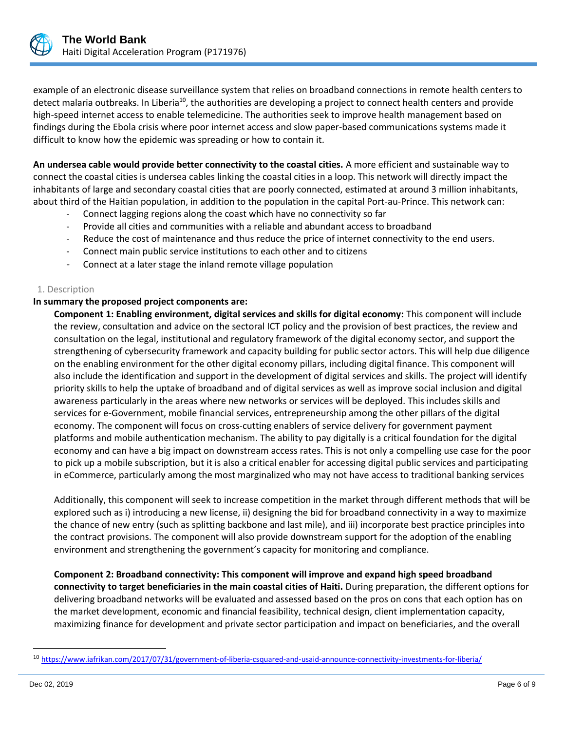example of an electronic disease surveillance system that relies on broadband connections in remote health centers to detect malaria outbreaks. In Liberia[10], the authorities are developing a project to connect health centers and provide high-speed internet access to enable telemedicine. The authorities seek to improve health management based on findings during the Ebola crisis where poor internet access and slow paper-based communications systems made it difficult to know how the epidemic was spreading or how to contain it.

**An undersea cable would provide better connectivity to the coastal cities.** A more efficient and sustainable way to connect the coastal cities is undersea cables linking the coastal cities in a loop. This network will directly impact the inhabitants of large and secondary coastal cities that are poorly connected, estimated at around 3 million inhabitants, about third of the Haitian population, in addition to the population in the capital Port-au-Prince. This network can:

- Connect lagging regions along the coast which have no connectivity so far
- Provide all cities and communities with a reliable and abundant access to broadband
- Reduce the cost of maintenance and thus reduce the price of internet connectivity to the end users.
- Connect main public service institutions to each other and to citizens
- Connect at a later stage the inland remote village population

1. Description

**In summary the proposed project components are:**

**Component 1: Enabling environment, digital services and skills for digital economy:** This component will include the review, consultation and advice on the sectoral ICT policy and the provision of best practices, the review and consultation on the legal, institutional and regulatory framework of the digital economy sector, and support the strengthening of cybersecurity framework and capacity building for public sector actors. This will help due diligence on the enabling environment for the other digital economy pillars, including digital finance. This component will also include the identification and support in the development of digital services and skills. The project will identify priority skills to help the uptake of broadband and of digital services as well as improve social inclusion and digital awareness particularly in the areas where new networks or services will be deployed. This includes skills and services for e-Government, mobile financial services, entrepreneurship among the other pillars of the digital economy. The component will focus on cross-cutting enablers of service delivery for government payment platforms and mobile authentication mechanism. The ability to pay digitally is a critical foundation for the digital economy and can have a big impact on downstream access rates. This is not only a compelling use case for the poor to pick up a mobile subscription, but it is also a critical enabler for accessing digital public services and participating in eCommerce, particularly among the most marginalized who may not have access to traditional banking services

Additionally, this component will seek to increase competition in the market through different methods that will be explored such as i) introducing a new license, ii) designing the bid for broadband connectivity in a way to maximize the chance of new entry (such as splitting backbone and last mile), and iii) incorporate best practice principles into the contract provisions. The component will also provide downstream support for the adoption of the enabling environment and strengthening the government's capacity for monitoring and compliance.

**Component 2: Broadband connectivity: This component will improve and expand high speed broadband connectivity to target beneficiaries in the main coastal cities of Haiti.** During preparation, the different options for delivering broadband networks will be evaluated and assessed based on the pros on cons that each option has on the market development, economic and financial feasibility, technical design, client implementation capacity, maximizing finance for development and private sector participation and impact on beneficiaries, and the overall

[10] https://www.iafrikan.com/2017/07/31/government-of-liberia-csquared-and-usaid-announce-connectivity-investments-for-liberia/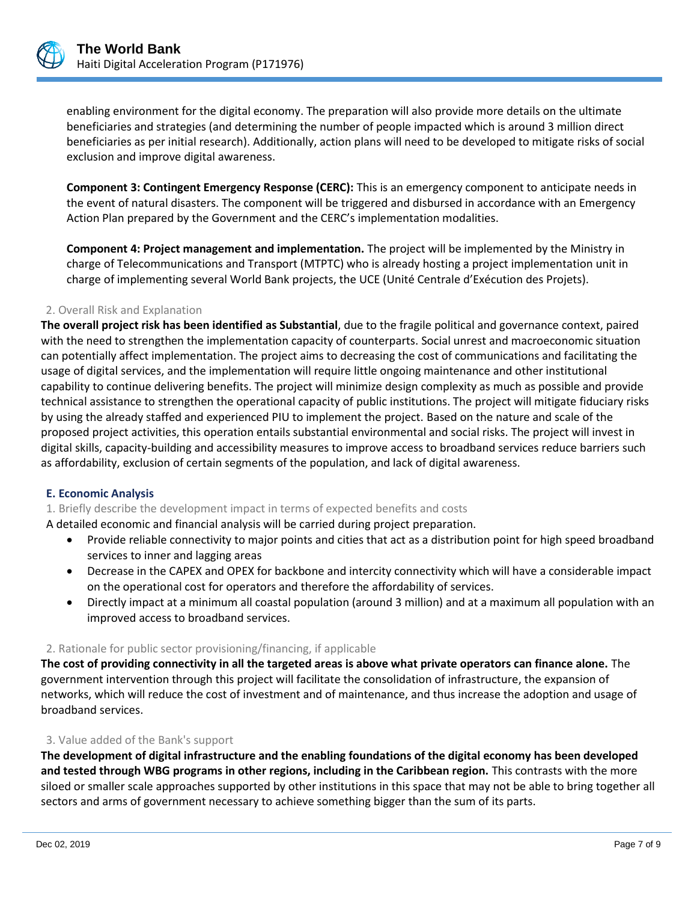enabling environment for the digital economy. The preparation will also provide more details on the ultimate beneficiaries and strategies (and determining the number of people impacted which is around 3 million direct beneficiaries as per initial research). Additionally, action plans will need to be developed to mitigate risks of social exclusion and improve digital awareness.

**Component 3: Contingent Emergency Response (CERC):** This is an emergency component to anticipate needs in the event of natural disasters. The component will be triggered and disbursed in accordance with an Emergency Action Plan prepared by the Government and the CERC's implementation modalities.

**Component 4: Project management and implementation.** The project will be implemented by the Ministry in charge of Telecommunications and Transport (MTPTC) who is already hosting a project implementation unit in charge of implementing several World Bank projects, the UCE (Unité Centrale d'Exécution des Projets).

### 2. Overall Risk and Explanation

**The overall project risk has been identified as Substantial**, due to the fragile political and governance context, paired with the need to strengthen the implementation capacity of counterparts. Social unrest and macroeconomic situation can potentially affect implementation. The project aims to decreasing the cost of communications and facilitating the usage of digital services, and the implementation will require little ongoing maintenance and other institutional capability to continue delivering benefits. The project will minimize design complexity as much as possible and provide technical assistance to strengthen the operational capacity of public institutions. The project will mitigate fiduciary risks by using the already staffed and experienced PIU to implement the project. Based on the nature and scale of the proposed project activities, this operation entails substantial environmental and social risks. The project will invest in digital skills, capacity-building and accessibility measures to improve access to broadband services reduce barriers such as affordability, exclusion of certain segments of the population, and lack of digital awareness.

## E. Economic Analysis

### 1. Briefly describe the development impact in terms of expected benefits and costs

A detailed economic and financial analysis will be carried during project preparation.

- Provide reliable connectivity to major points and cities that act as a distribution point for high speed broadband services to inner and lagging areas
- Decrease in the CAPEX and OPEX for backbone and intercity connectivity which will have a considerable impact on the operational cost for operators and therefore the affordability of services.
- Directly impact at a minimum all coastal population (around 3 million) and at a maximum all population with an improved access to broadband services.

### 2. Rationale for public sector provisioning/financing, if applicable

**The cost of providing connectivity in all the targeted areas is above what private operators can finance alone.** The government intervention through this project will facilitate the consolidation of infrastructure, the expansion of networks, which will reduce the cost of investment and of maintenance, and thus increase the adoption and usage of broadband services.

### 3. Value added of the Bank's support

**The development of digital infrastructure and the enabling foundations of the digital economy has been developed and tested through WBG programs in other regions, including in the Caribbean region.** This contrasts with the more siloed or smaller scale approaches supported by other institutions in this space that may not be able to bring together all sectors and arms of government necessary to achieve something bigger than the sum of its parts.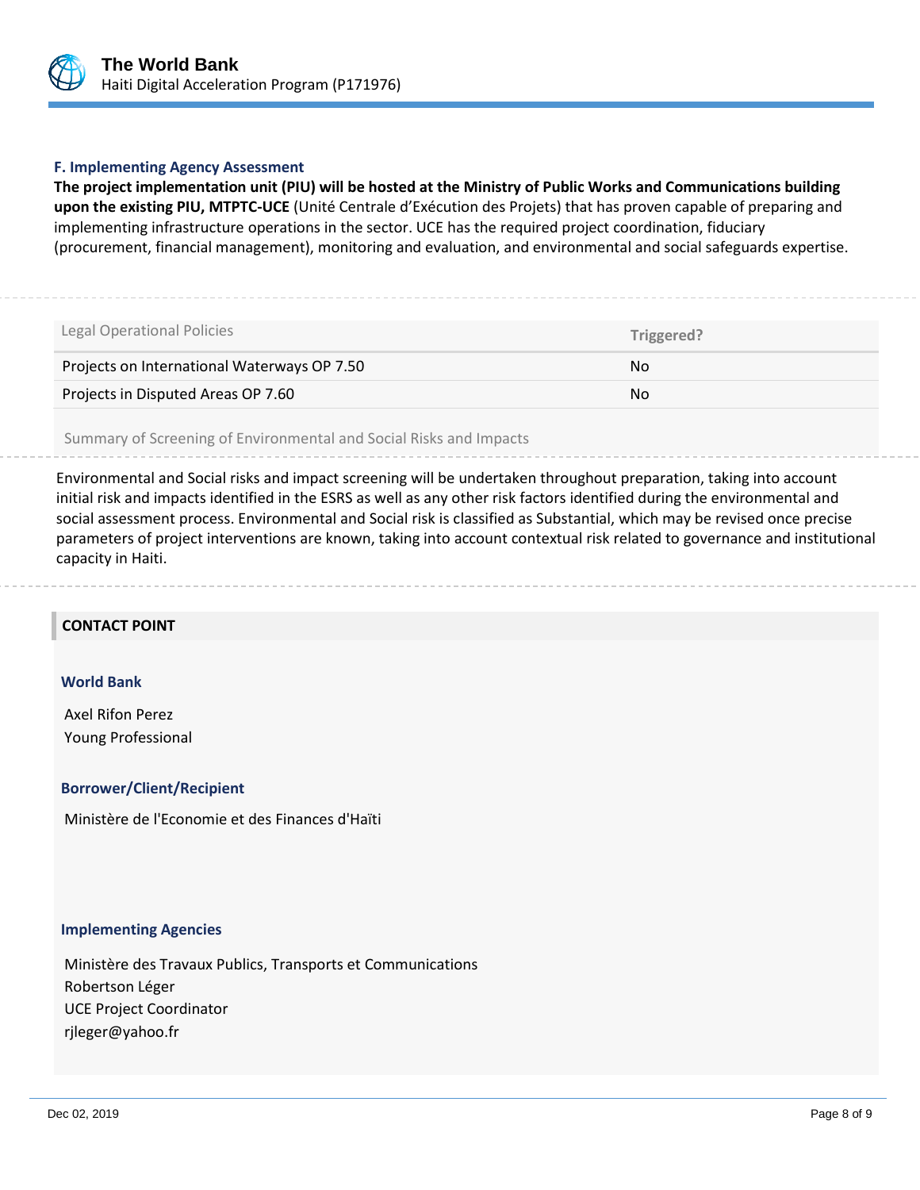### F. Implementing Agency Assessment

**The project implementation unit (PIU) will be hosted at the Ministry of Public Works and Communications building upon the existing PIU, MTPTC-UCE** (Unité Centrale d'Exécution des Projets) that has proven capable of preparing and implementing infrastructure operations in the sector. UCE has the required project coordination, fiduciary (procurement, financial management), monitoring and evaluation, and environmental and social safeguards expertise.

| Legal Operational Policies | Triggered? |
| --- | --- |
| Projects on International Waterways OP 7.50 | No |
| Projects in Disputed Areas OP 7.60 | No |

Summary of Screening of Environmental and Social Risks and Impacts

Environmental and Social risks and impact screening will be undertaken throughout preparation, taking into account initial risk and impacts identified in the ESRS as well as any other risk factors identified during the environmental and social assessment process. Environmental and Social risk is classified as Substantial, which may be revised once precise parameters of project interventions are known, taking into account contextual risk related to governance and institutional capacity in Haiti.

## CONTACT POINT

### World Bank

Axel Rifon Perez
Young Professional

### Borrower/Client/Recipient

Ministère de l'Economie et des Finances d'Haïti

### Implementing Agencies

Ministère des Travaux Publics, Transports et Communications
Robertson Léger
UCE Project Coordinator
rjleger@yahoo.fr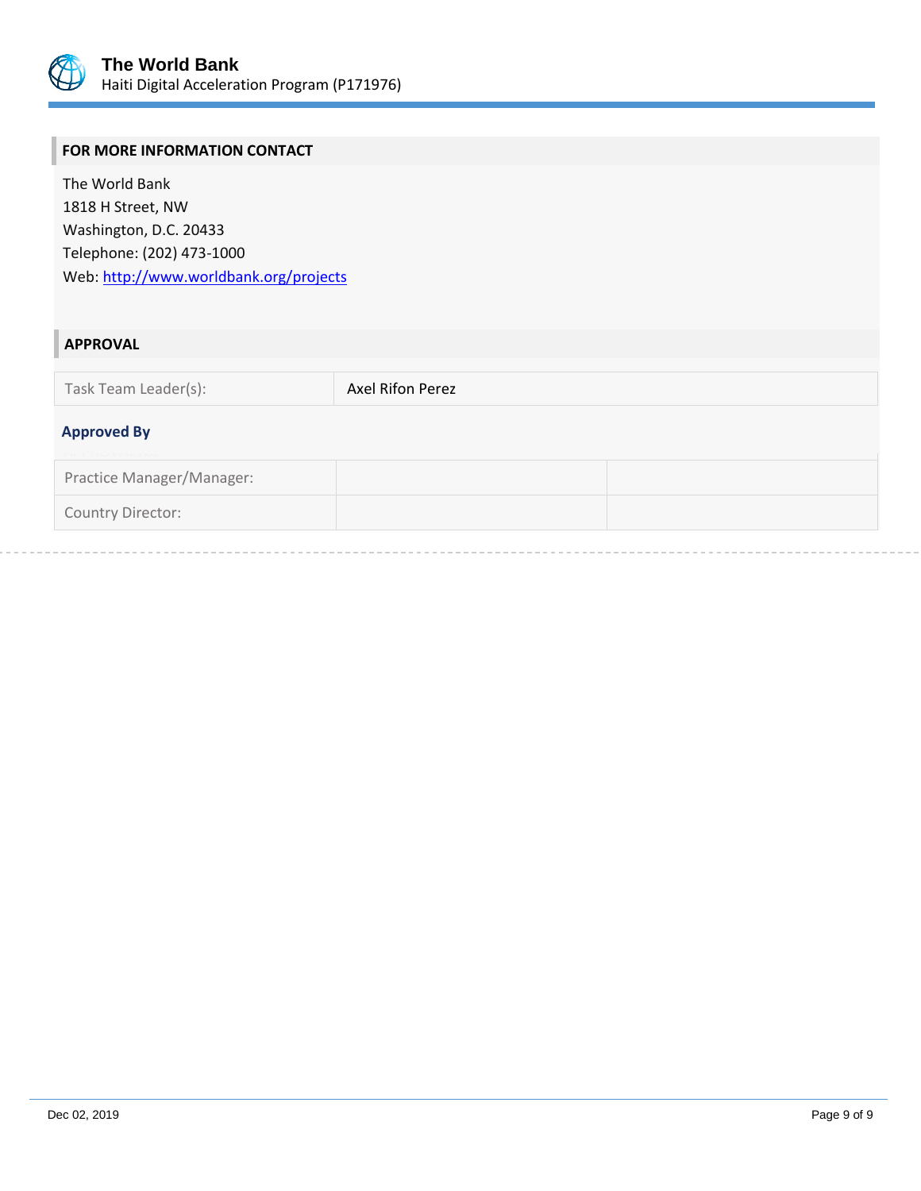## FOR MORE INFORMATION CONTACT

The World Bank
1818 H Street, NW
Washington, D.C. 20433
Telephone: (202) 473-1000
Web: http://www.worldbank.org/projects

## APPROVAL

| | |
|---|---|
| Task Team Leader(s): | Axel Rifon Perez |

### Approved By

| | | |
|---|---|---|
| Practice Manager/Manager: | | |
| Country Director: | | |